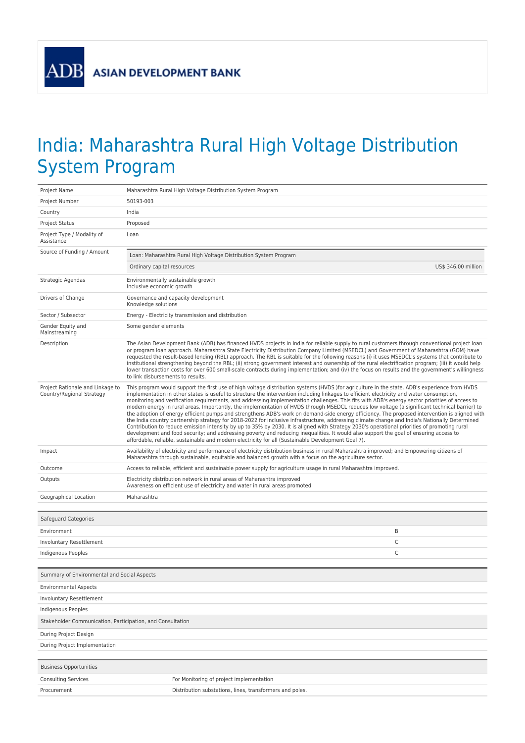ADB ASIAN DEVELOPMENT BANK

# India: Maharashtra Rural High Voltage Distribution System Program

| | |
|---|---|
| Project Name | Maharashtra Rural High Voltage Distribution System Program |
| Project Number | 50193-003 |
| Country | India |
| Project Status | Proposed |
| Project Type / Modality of Assistance | Loan |
| Source of Funding / Amount | Loan: Maharashtra Rural High Voltage Distribution System Program<br>Ordinary capital resources US$ 346.00 million |
| Strategic Agendas | Environmentally sustainable growth<br>Inclusive economic growth |
| Drivers of Change | Governance and capacity development<br>Knowledge solutions |
| Sector / Subsector | Energy - Electricity transmission and distribution |
| Gender Equity and Mainstreaming | Some gender elements |
| Description | The Asian Development Bank (ADB) has financed HVDS projects in India for reliable supply to rural customers through conventional project loan or program loan approach. Maharashtra State Electricity Distribution Company Limited (MSEDCL) and Government of Maharashtra (GOM) have requested the result-based lending (RBL) approach. The RBL is suitable for the following reasons (i) it uses MSEDCL's systems that contribute to institutional strengthening beyond the RBL; (ii) strong government interest and ownership of the rural electrification program; (iii) it would help lower transaction costs for over 600 small-scale contracts during implementation; and (iv) the focus on results and the government's willingness to link disbursements to results. |
| Project Rationale and Linkage to Country/Regional Strategy | This program would support the first use of high voltage distribution systems (HVDS )for agriculture in the state. ADB's experience from HVDS implementation in other states is useful to structure the intervention including linkages to efficient electricity and water consumption, monitoring and verification requirements, and addressing implementation challenges. This fits with ADB's energy sector priorities of access to modern energy in rural areas. Importantly, the implementation of HVDS through MSEDCL reduces low voltage (a significant technical barrier) to the adoption of energy efficient pumps and strengthens ADB's work on demand-side energy efficiency. The proposed intervention is aligned with the India country partnership strategy for 2018-2022 for inclusive infrastructure, addressing climate change and India's Nationally Determined Contribution to reduce emission intensity by up to 35% by 2030. It is aligned with Strategy 2030's operational priorities of promoting rural development and food security; and addressing poverty and reducing inequalities. It would also support the goal of ensuring access to affordable, reliable, sustainable and modern electricity for all (Sustainable Development Goal 7). |
| Impact | Availability of electricity and performance of electricity distribution business in rural Maharashtra improved; and Empowering citizens of Maharashtra through sustainable, equitable and balanced growth with a focus on the agriculture sector. |
| Outcome | Access to reliable, efficient and sustainable power supply for agriculture usage in rural Maharashtra improved. |
| Outputs | Electricity distribution network in rural areas of Maharashtra improved<br>Awareness on efficient use of electricity and water in rural areas promoted |
| Geographical Location | Maharashtra |

| Safeguard Categories | |
|---|---|
| Environment | B |
| Involuntary Resettlement | C |
| Indigenous Peoples | C |

| Summary of Environmental and Social Aspects |
|---|
| Environmental Aspects |
| Involuntary Resettlement |
| Indigenous Peoples |
| **Stakeholder Communication, Participation, and Consultation** |
| During Project Design |
| During Project Implementation |

| Business Opportunities | |
|---|---|
| Consulting Services | For Monitoring of project implementation |
| Procurement | Distribution substations, lines, transformers and poles. |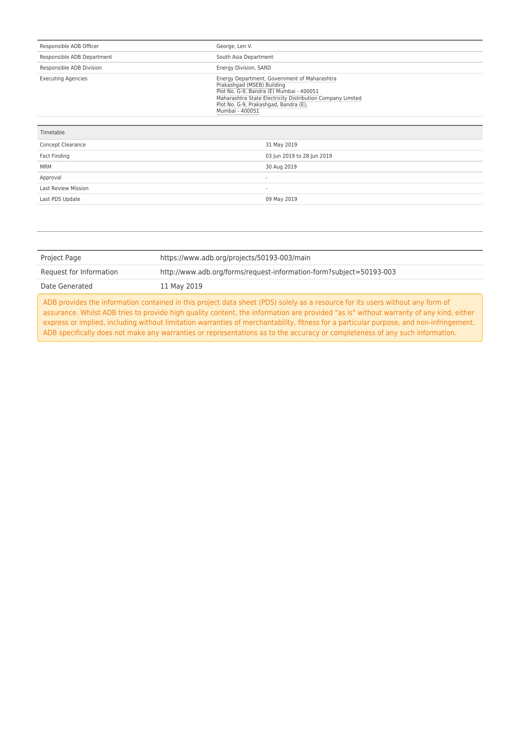| | |
|---|---|
| Responsible ADB Officer | George, Len V. |
| Responsible ADB Department | South Asia Department |
| Responsible ADB Division | Energy Division, SARD |
| Executing Agencies | Energy Department, Government of Maharashtra<br>Prakashgad (MSEB) Building<br>Plot No. G-9, Bandra (E) Mumbai - 400051<br>Maharashtra State Electricity Distribution Company Limited<br>Plot No. G-9, Prakashgad, Bandra (E),<br>Mumbai - 400051 |

| Timetable | |
|---|---|
| Concept Clearance | 31 May 2019 |
| Fact Finding | 03 Jun 2019 to 28 Jun 2019 |
| MRM | 30 Aug 2019 |
| Approval | - |
| Last Review Mission | - |
| Last PDS Update | 09 May 2019 |

| | |
|---|---|
| Project Page | https://www.adb.org/projects/50193-003/main |
| Request for Information | http://www.adb.org/forms/request-information-form?subject=50193-003 |
| Date Generated | 11 May 2019 |

ADB provides the information contained in this project data sheet (PDS) solely as a resource for its users without any form of assurance. Whilst ADB tries to provide high quality content, the information are provided "as is" without warranty of any kind, either express or implied, including without limitation warranties of merchantability, fitness for a particular purpose, and non-infringement. ADB specifically does not make any warranties or representations as to the accuracy or completeness of any such information.